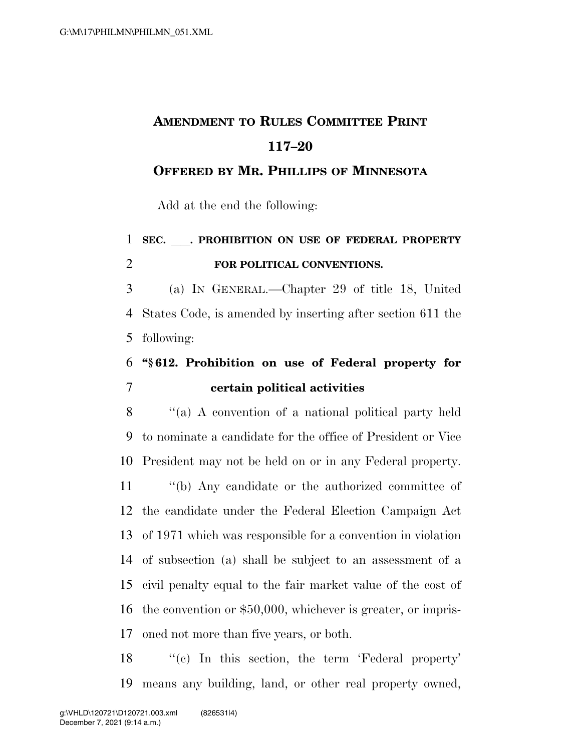# AMENDMENT TO RULES COMMITTEE PRINT 117–20

## OFFERED BY MR. PHILLIPS OF MINNESOTA

Add at the end the following:

**SEC. \_\_\_. PROHIBITION ON USE OF FEDERAL PROPERTY FOR POLITICAL CONVENTIONS.**

(a) IN GENERAL.—Chapter 29 of title 18, United States Code, is amended by inserting after section 611 the following:

**"§ 612. Prohibition on use of Federal property for certain political activities**

"(a) A convention of a national political party held to nominate a candidate for the office of President or Vice President may not be held on or in any Federal property.

"(b) Any candidate or the authorized committee of the candidate under the Federal Election Campaign Act of 1971 which was responsible for a convention in violation of subsection (a) shall be subject to an assessment of a civil penalty equal to the fair market value of the cost of the convention or $50,000, whichever is greater, or imprisoned not more than five years, or both.

"(c) In this section, the term 'Federal property' means any building, land, or other real property owned,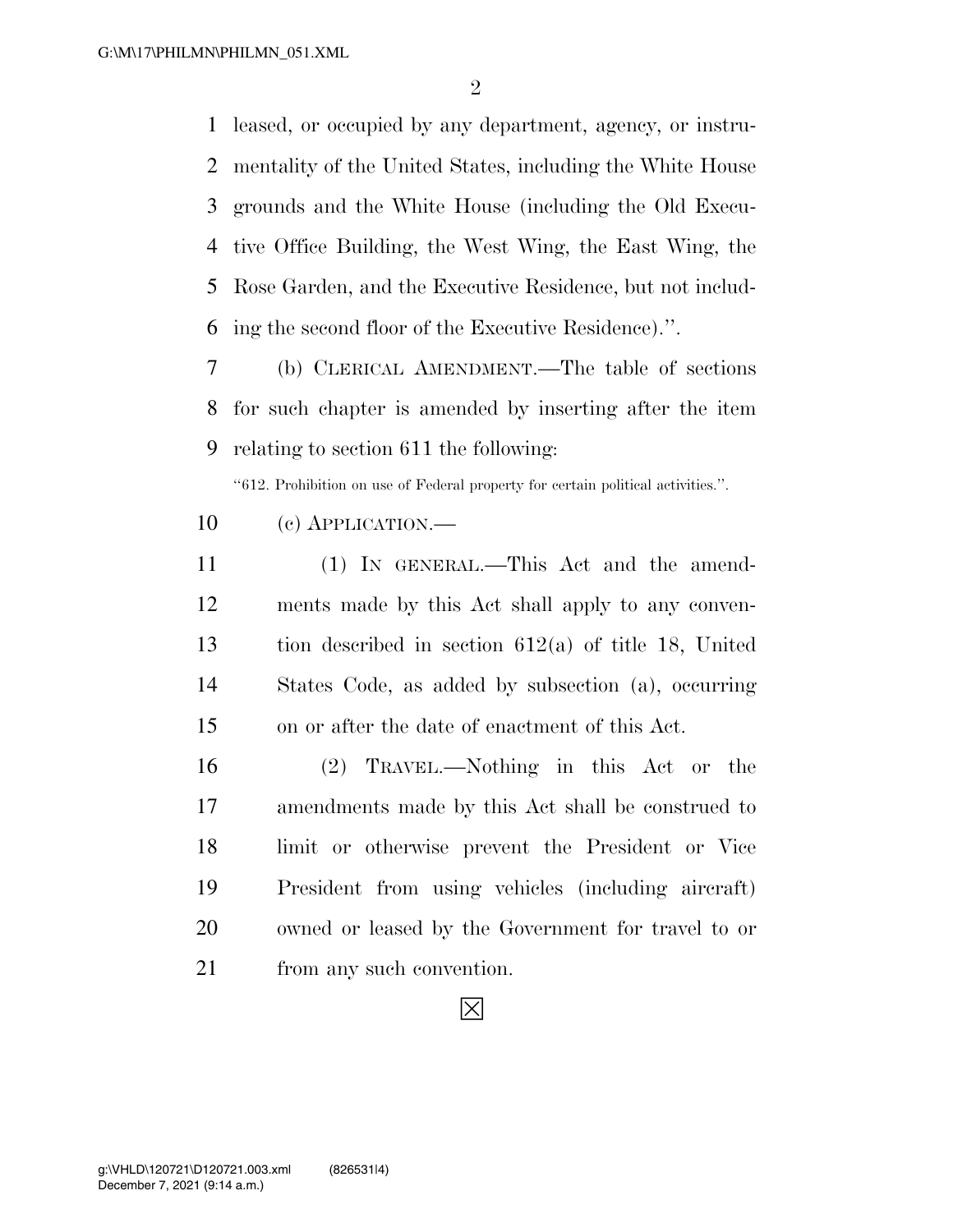leased, or occupied by any department, agency, or instrumentality of the United States, including the White House grounds and the White House (including the Old Executive Office Building, the West Wing, the East Wing, the Rose Garden, and the Executive Residence, but not including the second floor of the Executive Residence).''.

(b) CLERICAL AMENDMENT.—The table of sections for such chapter is amended by inserting after the item relating to section 611 the following:

''612. Prohibition on use of Federal property for certain political activities.''.

(c) APPLICATION.—

(1) IN GENERAL.—This Act and the amendments made by this Act shall apply to any convention described in section 612(a) of title 18, United States Code, as added by subsection (a), occurring on or after the date of enactment of this Act.

(2) TRAVEL.—Nothing in this Act or the amendments made by this Act shall be construed to limit or otherwise prevent the President or Vice President from using vehicles (including aircraft) owned or leased by the Government for travel to or from any such convention.